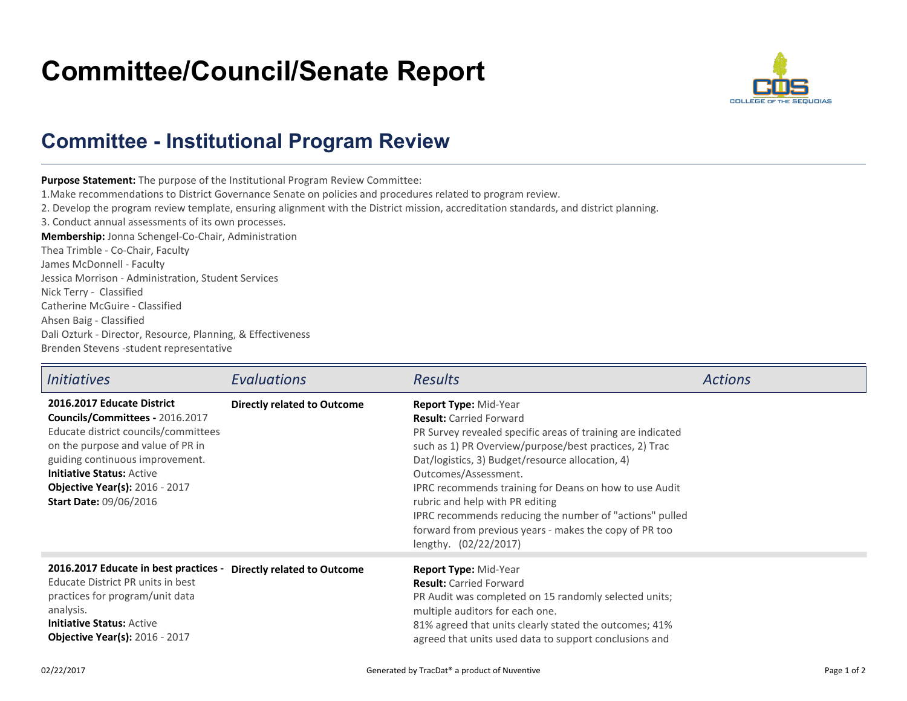# Committee/Council/Senate Report

## Committee - Institutional Program Review

**Purpose Statement:** The purpose of the Institutional Program Review Committee:
1.Make recommendations to District Governance Senate on policies and procedures related to program review.
2. Develop the program review template, ensuring alignment with the District mission, accreditation standards, and district planning.
3. Conduct annual assessments of its own processes.

**Membership:** Jonna Schengel-Co-Chair, Administration
Thea Trimble - Co-Chair, Faculty
James McDonnell - Faculty
Jessica Morrison - Administration, Student Services
Nick Terry - Classified
Catherine McGuire - Classified
Ahsen Baig - Classified
Dali Ozturk - Director, Resource, Planning, & Effectiveness
Brenden Stevens -student representative

| *Initiatives* | *Evaluations* | *Results* | *Actions* |
|---|---|---|---|
| **2016.2017 Educate District Councils/Committees -** 2016.2017 Educate district councils/committees on the purpose and value of PR in guiding continuous improvement.<br>**Initiative Status:** Active<br>**Objective Year(s):** 2016 - 2017<br>**Start Date:** 09/06/2016 | **Directly related to Outcome** | **Report Type:** Mid-Year<br>**Result:** Carried Forward<br>PR Survey revealed specific areas of training are indicated such as 1) PR Overview/purpose/best practices, 2) Trac Dat/logistics, 3) Budget/resource allocation, 4) Outcomes/Assessment.<br>IPRC recommends training for Deans on how to use Audit rubric and help with PR editing<br>IPRC recommends reducing the number of "actions" pulled forward from previous years - makes the copy of PR too lengthy. (02/22/2017) | |
| **2016.2017 Educate in best practices -** Educate District PR units in best practices for program/unit data analysis.<br>**Initiative Status:** Active<br>**Objective Year(s):** 2016 - 2017 | **Directly related to Outcome** | **Report Type:** Mid-Year<br>**Result:** Carried Forward<br>PR Audit was completed on 15 randomly selected units; multiple auditors for each one.<br>81% agreed that units clearly stated the outcomes; 41% agreed that units used data to support conclusions and | |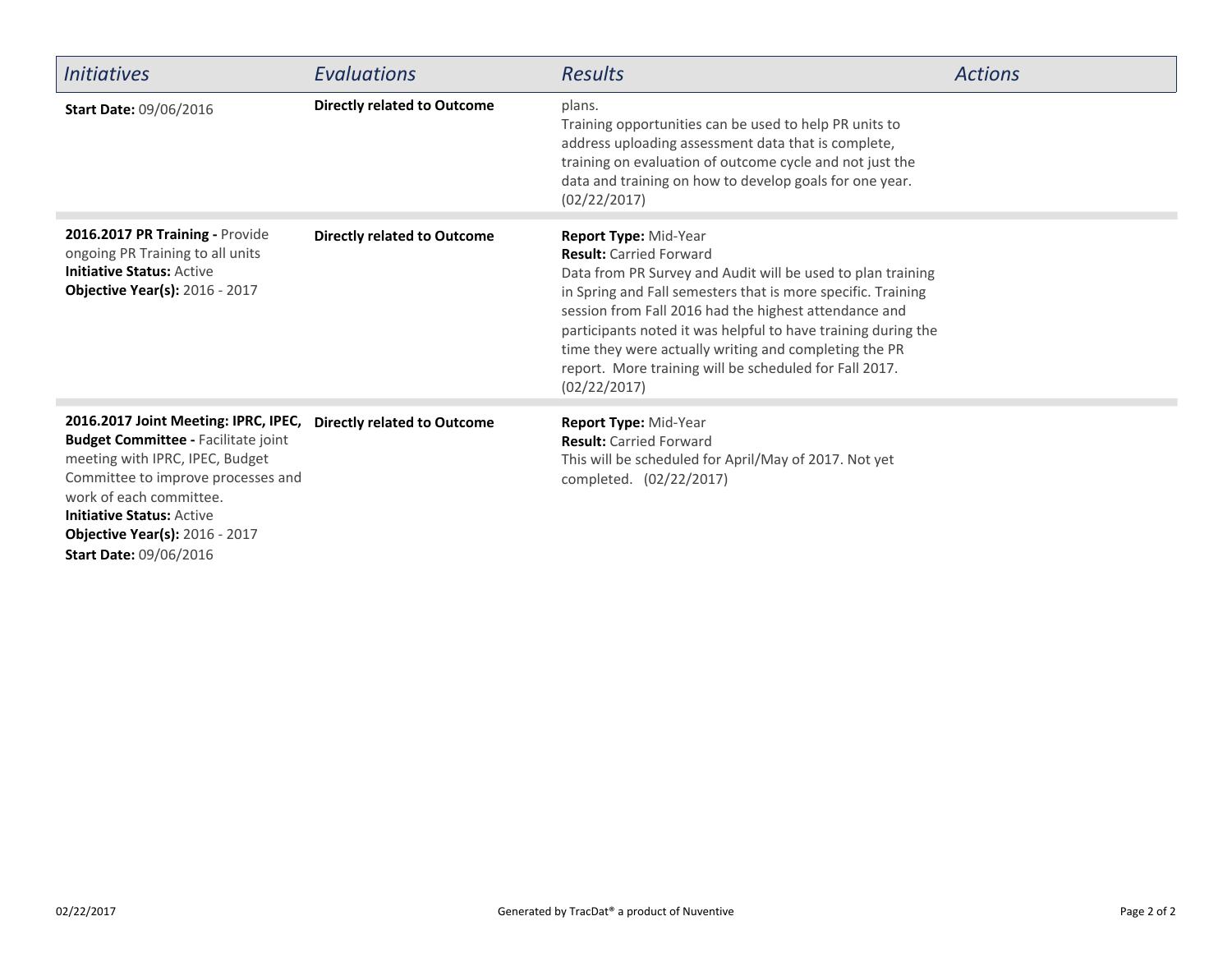| *Initiatives* | *Evaluations* | *Results* | *Actions* |
| --- | --- | --- | --- |
| **Start Date:** 09/06/2016 | **Directly related to Outcome** | plans.<br>Training opportunities can be used to help PR units to address uploading assessment data that is complete, training on evaluation of outcome cycle and not just the data and training on how to develop goals for one year. (02/22/2017) | |
| **2016.2017 PR Training -** Provide ongoing PR Training to all units<br>**Initiative Status:** Active<br>**Objective Year(s):** 2016 - 2017 | **Directly related to Outcome** | **Report Type:** Mid-Year<br>**Result:** Carried Forward<br>Data from PR Survey and Audit will be used to plan training in Spring and Fall semesters that is more specific. Training session from Fall 2016 had the highest attendance and participants noted it was helpful to have training during the time they were actually writing and completing the PR report. More training will be scheduled for Fall 2017. (02/22/2017) | |
| **2016.2017 Joint Meeting: IPRC, IPEC, Budget Committee -** Facilitate joint meeting with IPRC, IPEC, Budget Committee to improve processes and work of each committee.<br>**Initiative Status:** Active<br>**Objective Year(s):** 2016 - 2017<br>**Start Date:** 09/06/2016 | **Directly related to Outcome** | **Report Type:** Mid-Year<br>**Result:** Carried Forward<br>This will be scheduled for April/May of 2017. Not yet completed. (02/22/2017) | |